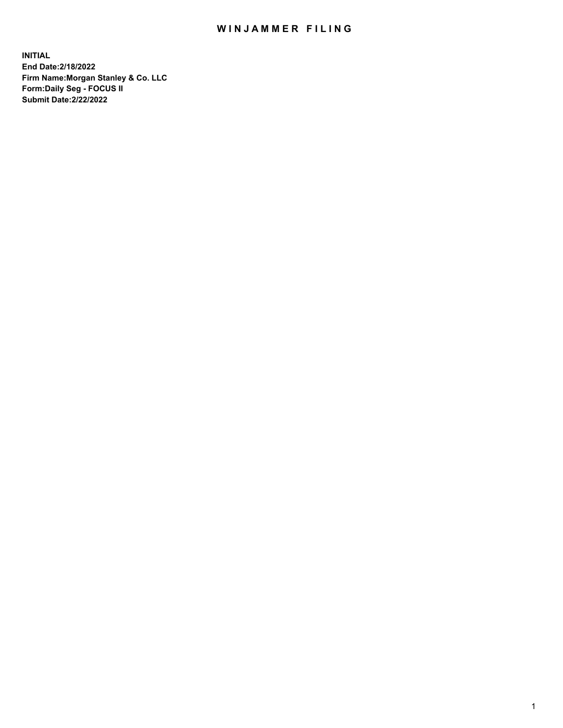# WINJAMMER FILING

**INITIAL**
**End Date:2/18/2022**
**Firm Name:Morgan Stanley & Co. LLC**
**Form:Daily Seg - FOCUS II**
**Submit Date:2/22/2022**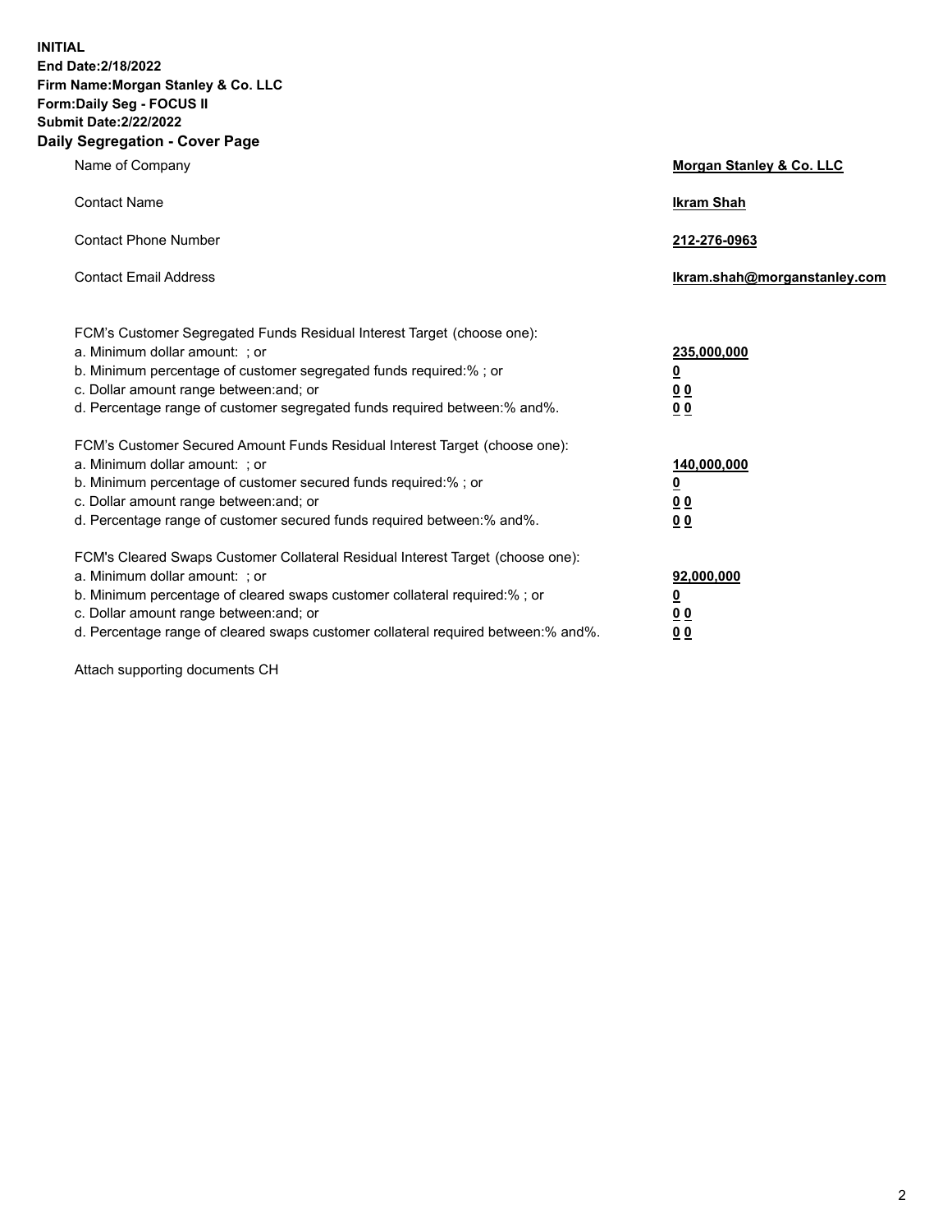**INITIAL**
**End Date:2/18/2022**
**Firm Name:Morgan Stanley & Co. LLC**
**Form:Daily Seg - FOCUS II**
**Submit Date:2/22/2022**

## Daily Segregation - Cover Page

| | |
|---|---|
| Name of Company | **Morgan Stanley & Co. LLC** |
| Contact Name | **Ikram Shah** |
| Contact Phone Number | **212-276-0963** |
| Contact Email Address | **Ikram.shah@morganstanley.com** |

| | |
|---|---|
| FCM's Customer Segregated Funds Residual Interest Target (choose one): | |
| a. Minimum dollar amount: ; or | **235,000,000** |
| b. Minimum percentage of customer segregated funds required:% ; or | **0** |
| c. Dollar amount range between:and; or | **0 0** |
| d. Percentage range of customer segregated funds required between:% and%. | **0 0** |
| FCM's Customer Secured Amount Funds Residual Interest Target (choose one): | |
| a. Minimum dollar amount: ; or | **140,000,000** |
| b. Minimum percentage of customer secured funds required:% ; or | **0** |
| c. Dollar amount range between:and; or | **0 0** |
| d. Percentage range of customer secured funds required between:% and%. | **0 0** |
| FCM's Cleared Swaps Customer Collateral Residual Interest Target (choose one): | |
| a. Minimum dollar amount: ; or | **92,000,000** |
| b. Minimum percentage of cleared swaps customer collateral required:% ; or | **0** |
| c. Dollar amount range between:and; or | **0 0** |
| d. Percentage range of cleared swaps customer collateral required between:% and%. | **0 0** |

Attach supporting documents CH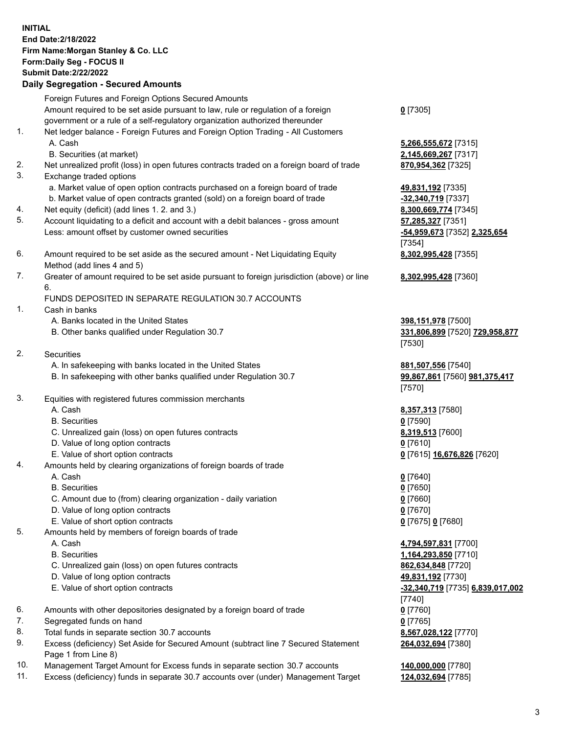**INITIAL**
**End Date:2/18/2022**
**Firm Name:Morgan Stanley & Co. LLC**
**Form:Daily Seg - FOCUS II**
**Submit Date:2/22/2022**

## Daily Segregation - Secured Amounts

| | | |
|---|---|---|
| | Foreign Futures and Foreign Options Secured Amounts | |
| | Amount required to be set aside pursuant to law, rule or regulation of a foreign government or a rule of a self-regulatory organization authorized thereunder | **0** [7305] |
| 1. | Net ledger balance - Foreign Futures and Foreign Option Trading - All Customers | |
| | A. Cash | **5,266,555,672** [7315] |
| | B. Securities (at market) | **2,145,669,267** [7317] |
| 2. | Net unrealized profit (loss) in open futures contracts traded on a foreign board of trade | **870,954,362** [7325] |
| 3. | Exchange traded options | |
| | a. Market value of open option contracts purchased on a foreign board of trade | **49,831,192** [7335] |
| | b. Market value of open contracts granted (sold) on a foreign board of trade | **-32,340,719** [7337] |
| 4. | Net equity (deficit) (add lines 1. 2. and 3.) | **8,300,669,774** [7345] |
| 5. | Account liquidating to a deficit and account with a debit balances - gross amount | **57,285,327** [7351] |
| | Less: amount offset by customer owned securities | **-54,959,673** [7352] **2,325,654** [7354] |
| 6. | Amount required to be set aside as the secured amount - Net Liquidating Equity Method (add lines 4 and 5) | **8,302,995,428** [7355] |
| 7. | Greater of amount required to be set aside pursuant to foreign jurisdiction (above) or line 6. | **8,302,995,428** [7360] |
| | FUNDS DEPOSITED IN SEPARATE REGULATION 30.7 ACCOUNTS | |
| 1. | Cash in banks | |
| | A. Banks located in the United States | **398,151,978** [7500] |
| | B. Other banks qualified under Regulation 30.7 | **331,806,899** [7520] **729,958,877** [7530] |
| 2. | Securities | |
| | A. In safekeeping with banks located in the United States | **881,507,556** [7540] |
| | B. In safekeeping with other banks qualified under Regulation 30.7 | **99,867,861** [7560] **981,375,417** [7570] |
| 3. | Equities with registered futures commission merchants | |
| | A. Cash | **8,357,313** [7580] |
| | B. Securities | **0** [7590] |
| | C. Unrealized gain (loss) on open futures contracts | **8,319,513** [7600] |
| | D. Value of long option contracts | **0** [7610] |
| | E. Value of short option contracts | **0** [7615] **16,676,826** [7620] |
| 4. | Amounts held by clearing organizations of foreign boards of trade | |
| | A. Cash | **0** [7640] |
| | B. Securities | **0** [7650] |
| | C. Amount due to (from) clearing organization - daily variation | **0** [7660] |
| | D. Value of long option contracts | **0** [7670] |
| | E. Value of short option contracts | **0** [7675] **0** [7680] |
| 5. | Amounts held by members of foreign boards of trade | |
| | A. Cash | **4,794,597,831** [7700] |
| | B. Securities | **1,164,293,850** [7710] |
| | C. Unrealized gain (loss) on open futures contracts | **862,634,848** [7720] |
| | D. Value of long option contracts | **49,831,192** [7730] |
| | E. Value of short option contracts | **-32,340,719** [7735] **6,839,017,002** [7740] |
| 6. | Amounts with other depositories designated by a foreign board of trade | **0** [7760] |
| 7. | Segregated funds on hand | **0** [7765] |
| 8. | Total funds in separate section 30.7 accounts | **8,567,028,122** [7770] |
| 9. | Excess (deficiency) Set Aside for Secured Amount (subtract line 7 Secured Statement Page 1 from Line 8) | **264,032,694** [7380] |
| 10. | Management Target Amount for Excess funds in separate section 30.7 accounts | **140,000,000** [7780] |
| 11. | Excess (deficiency) funds in separate 30.7 accounts over (under) Management Target | **124,032,694** [7785] |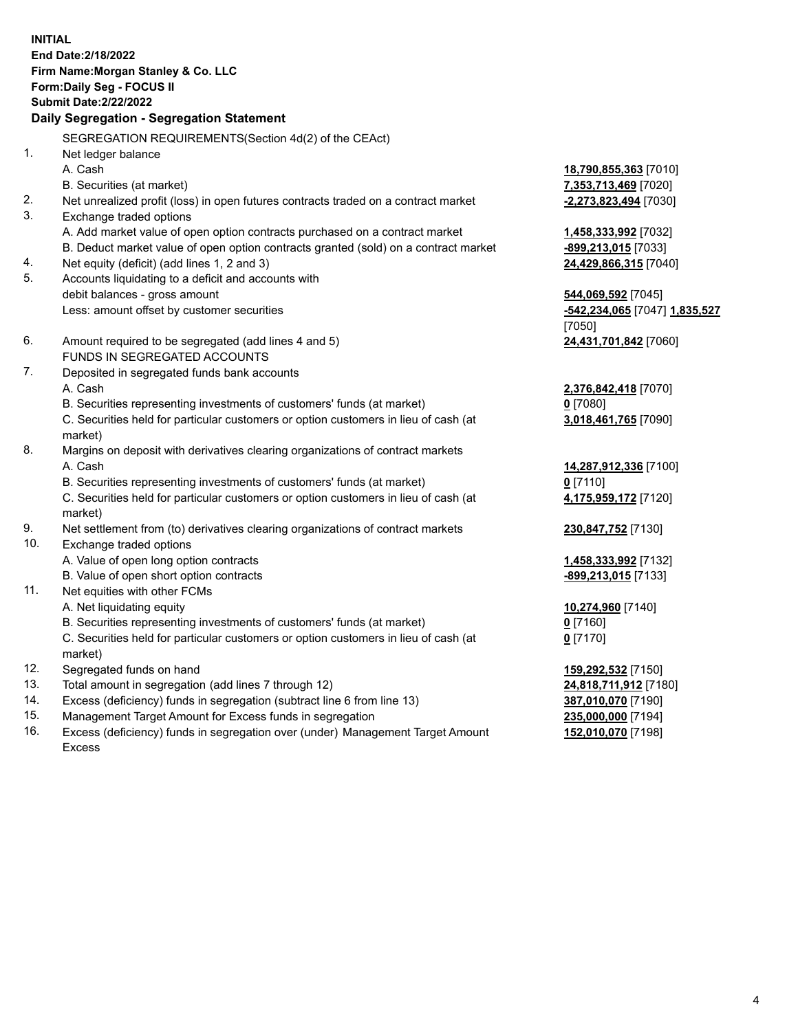**INITIAL**
**End Date:2/18/2022**
**Firm Name:Morgan Stanley & Co. LLC**
**Form:Daily Seg - FOCUS II**
**Submit Date:2/22/2022**

## Daily Segregation - Segregation Statement

| | | |
|---|---|---|
| | SEGREGATION REQUIREMENTS(Section 4d(2) of the CEAct) | |
| 1. | Net ledger balance | |
| | A. Cash | **18,790,855,363** [7010] |
| | B. Securities (at market) | **7,353,713,469** [7020] |
| 2. | Net unrealized profit (loss) in open futures contracts traded on a contract market | **-2,273,823,494** [7030] |
| 3. | Exchange traded options | |
| | A. Add market value of open option contracts purchased on a contract market | **1,458,333,992** [7032] |
| | B. Deduct market value of open option contracts granted (sold) on a contract market | **-899,213,015** [7033] |
| 4. | Net equity (deficit) (add lines 1, 2 and 3) | **24,429,866,315** [7040] |
| 5. | Accounts liquidating to a deficit and accounts with debit balances - gross amount | **544,069,592** [7045] |
| | Less: amount offset by customer securities | **-542,234,065** [7047] **1,835,527** [7050] |
| 6. | Amount required to be segregated (add lines 4 and 5) | **24,431,701,842** [7060] |
| | FUNDS IN SEGREGATED ACCOUNTS | |
| 7. | Deposited in segregated funds bank accounts | |
| | A. Cash | **2,376,842,418** [7070] |
| | B. Securities representing investments of customers' funds (at market) | **0** [7080] |
| | C. Securities held for particular customers or option customers in lieu of cash (at market) | **3,018,461,765** [7090] |
| 8. | Margins on deposit with derivatives clearing organizations of contract markets | |
| | A. Cash | **14,287,912,336** [7100] |
| | B. Securities representing investments of customers' funds (at market) | **0** [7110] |
| | C. Securities held for particular customers or option customers in lieu of cash (at market) | **4,175,959,172** [7120] |
| 9. | Net settlement from (to) derivatives clearing organizations of contract markets | **230,847,752** [7130] |
| 10. | Exchange traded options | |
| | A. Value of open long option contracts | **1,458,333,992** [7132] |
| | B. Value of open short option contracts | **-899,213,015** [7133] |
| 11. | Net equities with other FCMs | |
| | A. Net liquidating equity | **10,274,960** [7140] |
| | B. Securities representing investments of customers' funds (at market) | **0** [7160] |
| | C. Securities held for particular customers or option customers in lieu of cash (at market) | **0** [7170] |
| 12. | Segregated funds on hand | **159,292,532** [7150] |
| 13. | Total amount in segregation (add lines 7 through 12) | **24,818,711,912** [7180] |
| 14. | Excess (deficiency) funds in segregation (subtract line 6 from line 13) | **387,010,070** [7190] |
| 15. | Management Target Amount for Excess funds in segregation | **235,000,000** [7194] |
| 16. | Excess (deficiency) funds in segregation over (under) Management Target Amount Excess | **152,010,070** [7198] |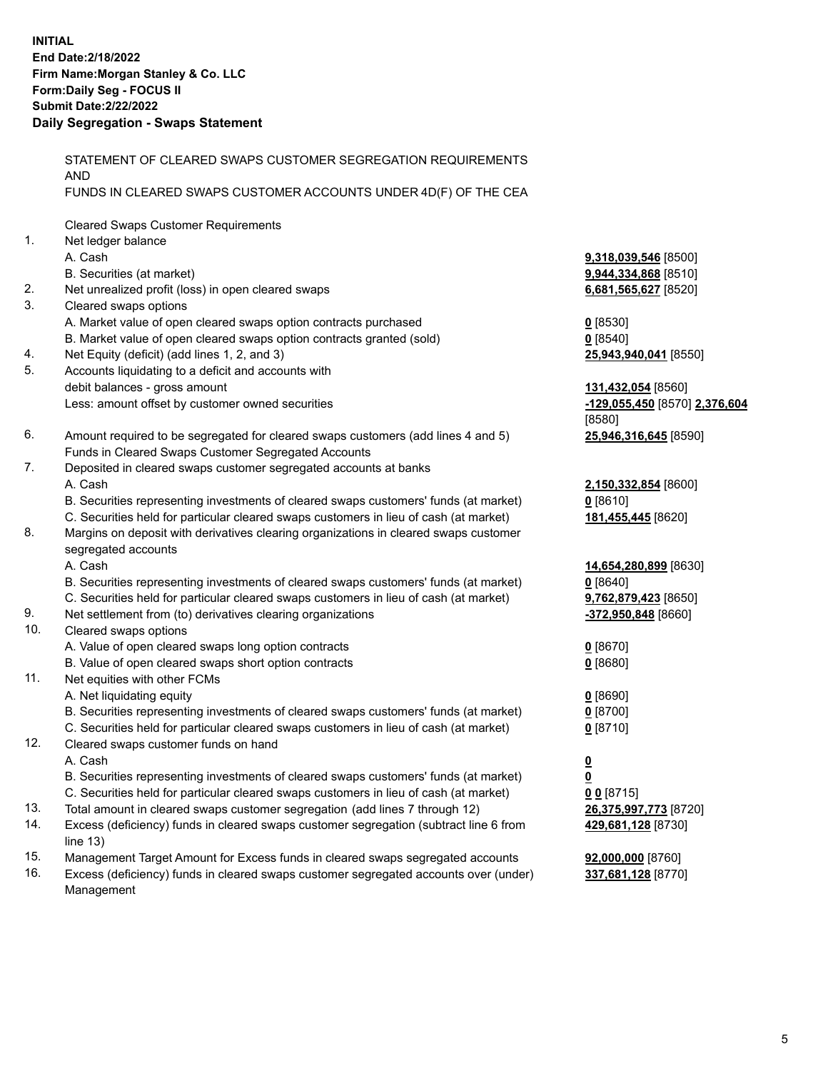**INITIAL**
**End Date:2/18/2022**
**Firm Name:Morgan Stanley & Co. LLC**
**Form:Daily Seg - FOCUS II**
**Submit Date:2/22/2022**
**Daily Segregation - Swaps Statement**

STATEMENT OF CLEARED SWAPS CUSTOMER SEGREGATION REQUIREMENTS AND
FUNDS IN CLEARED SWAPS CUSTOMER ACCOUNTS UNDER 4D(F) OF THE CEA

| | | |
|---|---|---|
| | Cleared Swaps Customer Requirements | |
| 1. | Net ledger balance | |
| | A. Cash | **9,318,039,546** [8500] |
| | B. Securities (at market) | **9,944,334,868** [8510] |
| 2. | Net unrealized profit (loss) in open cleared swaps | **6,681,565,627** [8520] |
| 3. | Cleared swaps options | |
| | A. Market value of open cleared swaps option contracts purchased | **0** [8530] |
| | B. Market value of open cleared swaps option contracts granted (sold) | **0** [8540] |
| 4. | Net Equity (deficit) (add lines 1, 2, and 3) | **25,943,940,041** [8550] |
| 5. | Accounts liquidating to a deficit and accounts with debit balances - gross amount | **131,432,054** [8560] |
| | Less: amount offset by customer owned securities | **-129,055,450** [8570] **2,376,604** [8580] |
| 6. | Amount required to be segregated for cleared swaps customers (add lines 4 and 5) | **25,946,316,645** [8590] |
| | Funds in Cleared Swaps Customer Segregated Accounts | |
| 7. | Deposited in cleared swaps customer segregated accounts at banks | |
| | A. Cash | **2,150,332,854** [8600] |
| | B. Securities representing investments of cleared swaps customers' funds (at market) | **0** [8610] |
| | C. Securities held for particular cleared swaps customers in lieu of cash (at market) | **181,455,445** [8620] |
| 8. | Margins on deposit with derivatives clearing organizations in cleared swaps customer segregated accounts | |
| | A. Cash | **14,654,280,899** [8630] |
| | B. Securities representing investments of cleared swaps customers' funds (at market) | **0** [8640] |
| | C. Securities held for particular cleared swaps customers in lieu of cash (at market) | **9,762,879,423** [8650] |
| 9. | Net settlement from (to) derivatives clearing organizations | **-372,950,848** [8660] |
| 10. | Cleared swaps options | |
| | A. Value of open cleared swaps long option contracts | **0** [8670] |
| | B. Value of open cleared swaps short option contracts | **0** [8680] |
| 11. | Net equities with other FCMs | |
| | A. Net liquidating equity | **0** [8690] |
| | B. Securities representing investments of cleared swaps customers' funds (at market) | **0** [8700] |
| | C. Securities held for particular cleared swaps customers in lieu of cash (at market) | **0** [8710] |
| 12. | Cleared swaps customer funds on hand | |
| | A. Cash | **0** |
| | B. Securities representing investments of cleared swaps customers' funds (at market) | **0** |
| | C. Securities held for particular cleared swaps customers in lieu of cash (at market) | **0** **0** [8715] |
| 13. | Total amount in cleared swaps customer segregation (add lines 7 through 12) | **26,375,997,773** [8720] |
| 14. | Excess (deficiency) funds in cleared swaps customer segregation (subtract line 6 from line 13) | **429,681,128** [8730] |
| 15. | Management Target Amount for Excess funds in cleared swaps segregated accounts | **92,000,000** [8760] |
| 16. | Excess (deficiency) funds in cleared swaps customer segregated accounts over (under) Management | **337,681,128** [8770] |